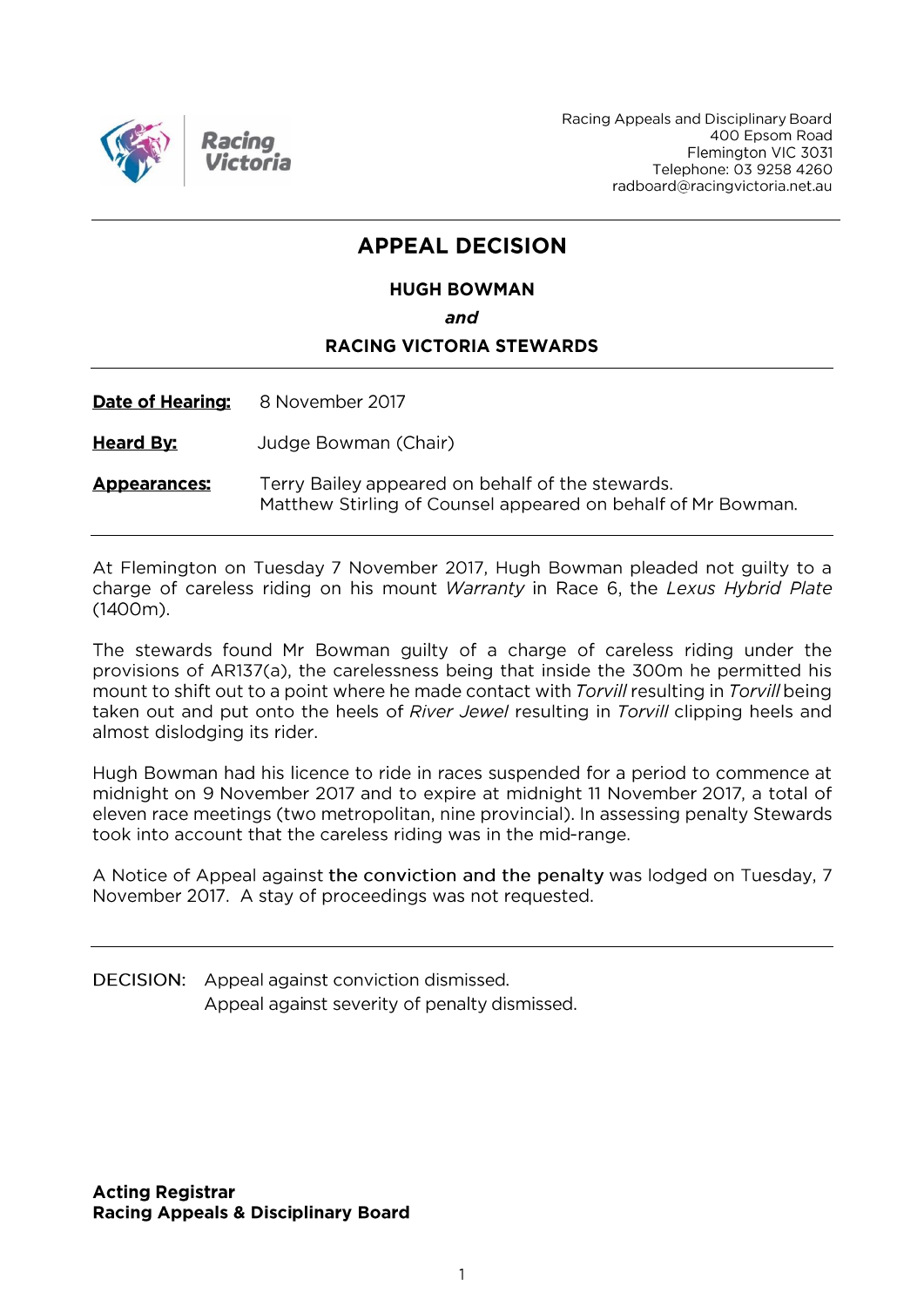Racing Victoria

Racing Appeals and Disciplinary Board
400 Epsom Road
Flemington VIC 3031
Telephone: 03 9258 4260
radboard@racingvictoria.net.au

# APPEAL DECISION

**HUGH BOWMAN**

***and***

**RACING VICTORIA STEWARDS**

**Date of Hearing:** 8 November 2017

**Heard By:** Judge Bowman (Chair)

**Appearances:** Terry Bailey appeared on behalf of the stewards.
Matthew Stirling of Counsel appeared on behalf of Mr Bowman.

At Flemington on Tuesday 7 November 2017, Hugh Bowman pleaded not guilty to a charge of careless riding on his mount *Warranty* in Race 6, the *Lexus Hybrid Plate* (1400m).

The stewards found Mr Bowman guilty of a charge of careless riding under the provisions of AR137(a), the carelessness being that inside the 300m he permitted his mount to shift out to a point where he made contact with *Torvill* resulting in *Torvill* being taken out and put onto the heels of *River Jewel* resulting in *Torvill* clipping heels and almost dislodging its rider.

Hugh Bowman had his licence to ride in races suspended for a period to commence at midnight on 9 November 2017 and to expire at midnight 11 November 2017, a total of eleven race meetings (two metropolitan, nine provincial). In assessing penalty Stewards took into account that the careless riding was in the mid-range.

A Notice of Appeal against the conviction and the penalty was lodged on Tuesday, 7 November 2017. A stay of proceedings was not requested.

DECISION: Appeal against conviction dismissed.
Appeal against severity of penalty dismissed.

**Acting Registrar**
**Racing Appeals & Disciplinary Board**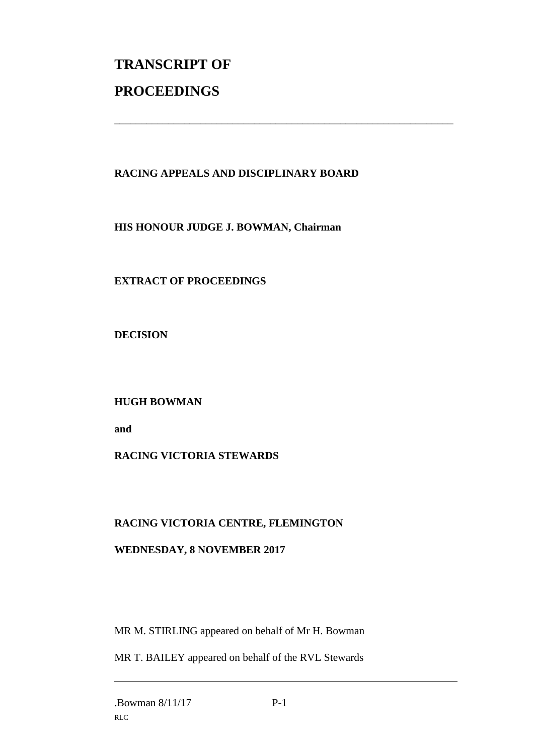# TRANSCRIPT OF PROCEEDINGS

---

**RACING APPEALS AND DISCIPLINARY BOARD**

**HIS HONOUR JUDGE J. BOWMAN, Chairman**

**EXTRACT OF PROCEEDINGS**

**DECISION**

**HUGH BOWMAN**

**and**

**RACING VICTORIA STEWARDS**

**RACING VICTORIA CENTRE, FLEMINGTON**

**WEDNESDAY, 8 NOVEMBER 2017**

MR M. STIRLING appeared on behalf of Mr H. Bowman

MR T. BAILEY appeared on behalf of the RVL Stewards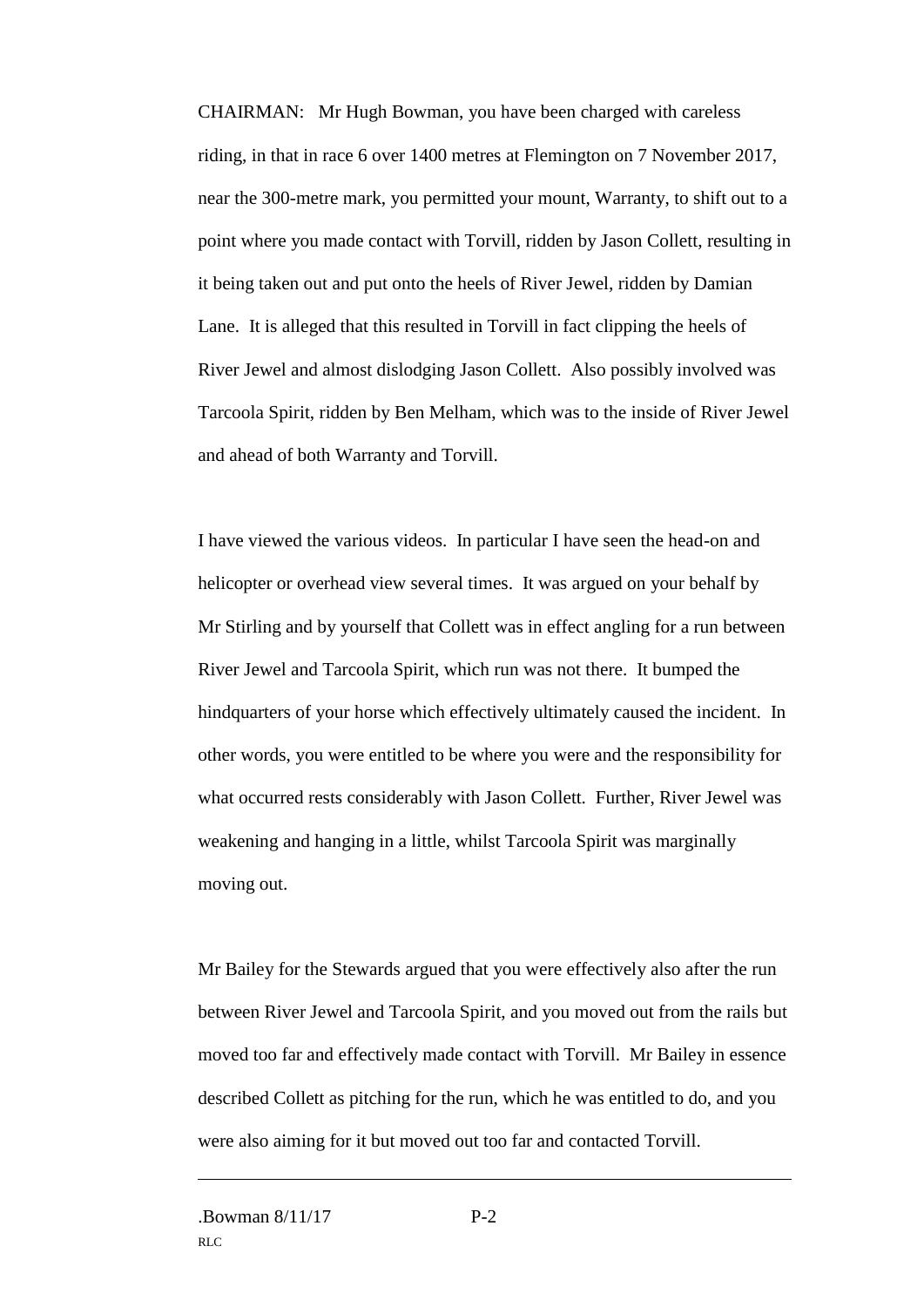CHAIRMAN: Mr Hugh Bowman, you have been charged with careless riding, in that in race 6 over 1400 metres at Flemington on 7 November 2017, near the 300-metre mark, you permitted your mount, Warranty, to shift out to a point where you made contact with Torvill, ridden by Jason Collett, resulting in it being taken out and put onto the heels of River Jewel, ridden by Damian Lane. It is alleged that this resulted in Torvill in fact clipping the heels of River Jewel and almost dislodging Jason Collett. Also possibly involved was Tarcoola Spirit, ridden by Ben Melham, which was to the inside of River Jewel and ahead of both Warranty and Torvill.

I have viewed the various videos. In particular I have seen the head-on and helicopter or overhead view several times. It was argued on your behalf by Mr Stirling and by yourself that Collett was in effect angling for a run between River Jewel and Tarcoola Spirit, which run was not there. It bumped the hindquarters of your horse which effectively ultimately caused the incident. In other words, you were entitled to be where you were and the responsibility for what occurred rests considerably with Jason Collett. Further, River Jewel was weakening and hanging in a little, whilst Tarcoola Spirit was marginally moving out.

Mr Bailey for the Stewards argued that you were effectively also after the run between River Jewel and Tarcoola Spirit, and you moved out from the rails but moved too far and effectively made contact with Torvill. Mr Bailey in essence described Collett as pitching for the run, which he was entitled to do, and you were also aiming for it but moved out too far and contacted Torvill.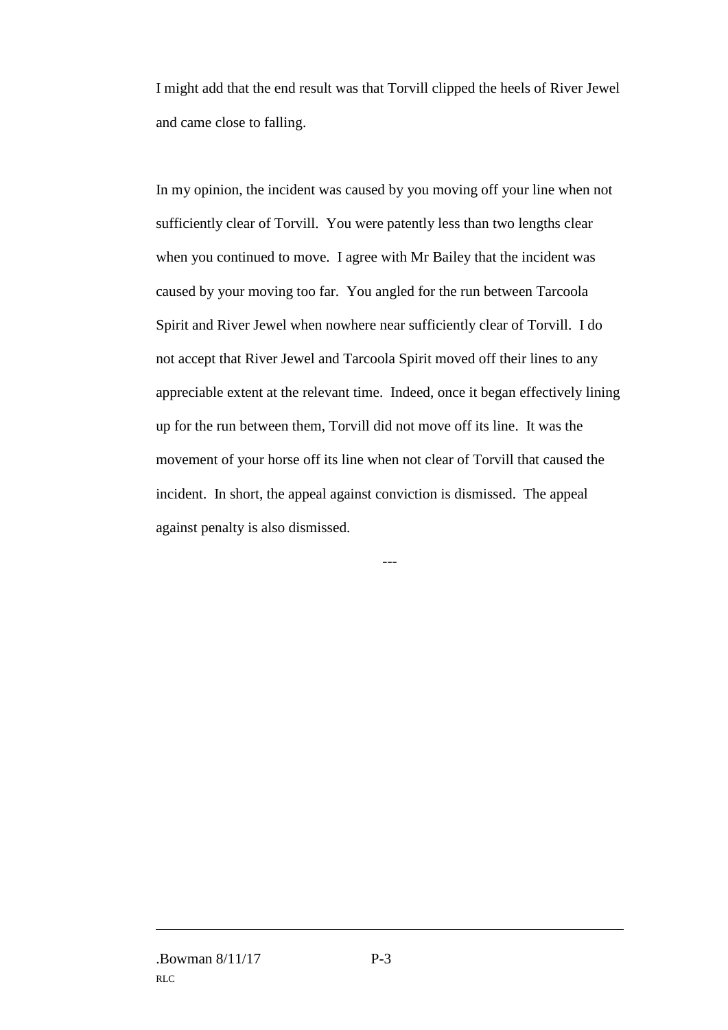I might add that the end result was that Torvill clipped the heels of River Jewel and came close to falling.

In my opinion, the incident was caused by you moving off your line when not sufficiently clear of Torvill. You were patently less than two lengths clear when you continued to move. I agree with Mr Bailey that the incident was caused by your moving too far. You angled for the run between Tarcoola Spirit and River Jewel when nowhere near sufficiently clear of Torvill. I do not accept that River Jewel and Tarcoola Spirit moved off their lines to any appreciable extent at the relevant time. Indeed, once it began effectively lining up for the run between them, Torvill did not move off its line. It was the movement of your horse off its line when not clear of Torvill that caused the incident. In short, the appeal against conviction is dismissed. The appeal against penalty is also dismissed.

---